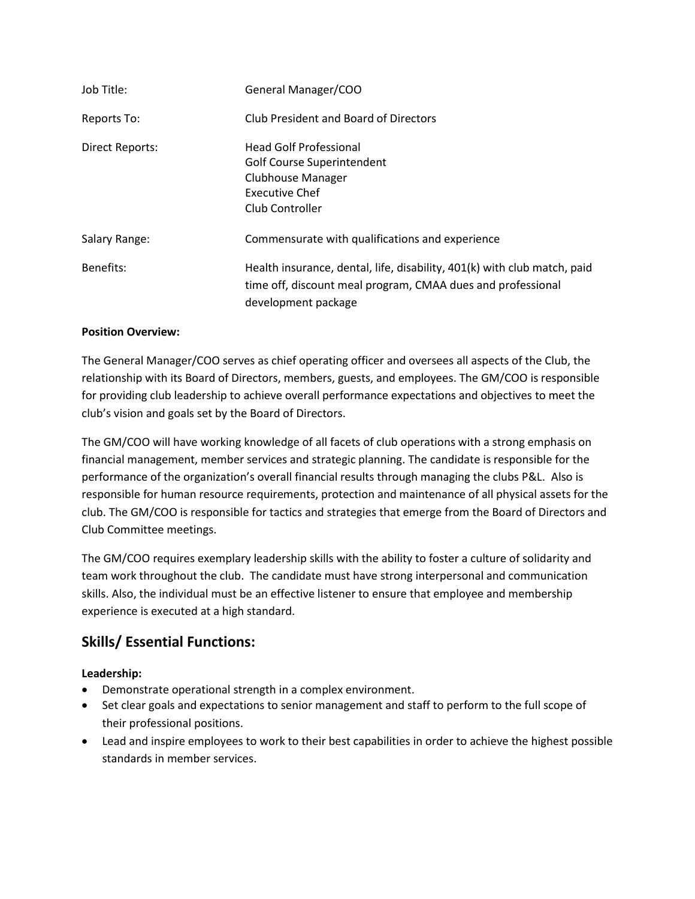| | |
|---|---|
| Job Title: | General Manager/COO |
| Reports To: | Club President and Board of Directors |
| Direct Reports: | Head Golf Professional<br>Golf Course Superintendent<br>Clubhouse Manager<br>Executive Chef<br>Club Controller |
| Salary Range: | Commensurate with qualifications and experience |
| Benefits: | Health insurance, dental, life, disability, 401(k) with club match, paid time off, discount meal program, CMAA dues and professional development package |

**Position Overview:**

The General Manager/COO serves as chief operating officer and oversees all aspects of the Club, the relationship with its Board of Directors, members, guests, and employees. The GM/COO is responsible for providing club leadership to achieve overall performance expectations and objectives to meet the club's vision and goals set by the Board of Directors.

The GM/COO will have working knowledge of all facets of club operations with a strong emphasis on financial management, member services and strategic planning. The candidate is responsible for the performance of the organization's overall financial results through managing the clubs P&L. Also is responsible for human resource requirements, protection and maintenance of all physical assets for the club. The GM/COO is responsible for tactics and strategies that emerge from the Board of Directors and Club Committee meetings.

The GM/COO requires exemplary leadership skills with the ability to foster a culture of solidarity and team work throughout the club. The candidate must have strong interpersonal and communication skills. Also, the individual must be an effective listener to ensure that employee and membership experience is executed at a high standard.

## Skills/ Essential Functions:

**Leadership:**

- Demonstrate operational strength in a complex environment.
- Set clear goals and expectations to senior management and staff to perform to the full scope of their professional positions.
- Lead and inspire employees to work to their best capabilities in order to achieve the highest possible standards in member services.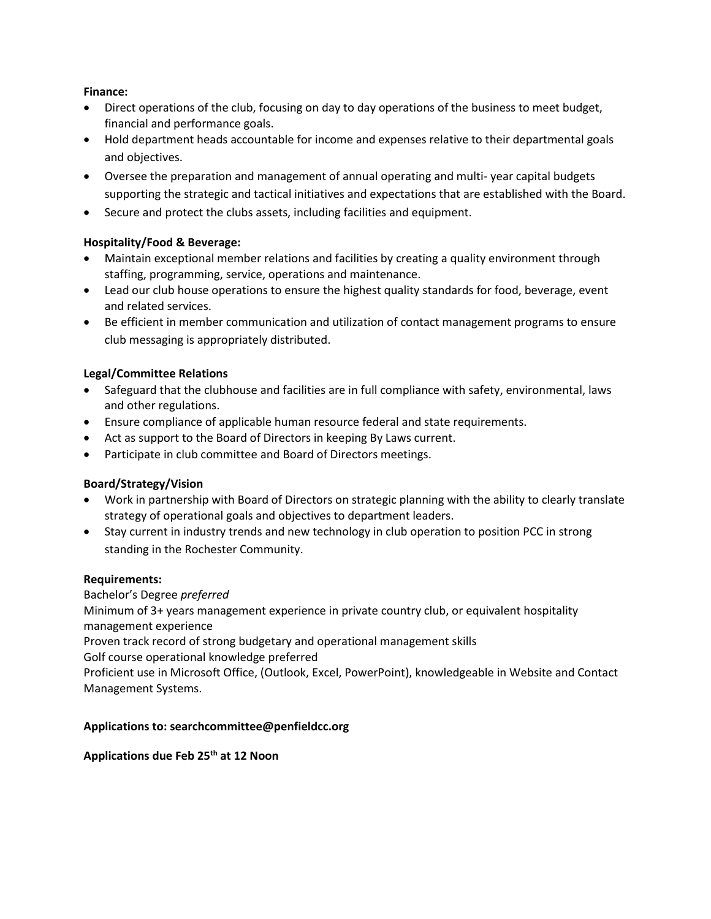**Finance:**

- Direct operations of the club, focusing on day to day operations of the business to meet budget, financial and performance goals.
- Hold department heads accountable for income and expenses relative to their departmental goals and objectives.
- Oversee the preparation and management of annual operating and multi- year capital budgets supporting the strategic and tactical initiatives and expectations that are established with the Board.
- Secure and protect the clubs assets, including facilities and equipment.

**Hospitality/Food & Beverage:**

- Maintain exceptional member relations and facilities by creating a quality environment through staffing, programming, service, operations and maintenance.
- Lead our club house operations to ensure the highest quality standards for food, beverage, event and related services.
- Be efficient in member communication and utilization of contact management programs to ensure club messaging is appropriately distributed.

**Legal/Committee Relations**

- Safeguard that the clubhouse and facilities are in full compliance with safety, environmental, laws and other regulations.
- Ensure compliance of applicable human resource federal and state requirements.
- Act as support to the Board of Directors in keeping By Laws current.
- Participate in club committee and Board of Directors meetings.

**Board/Strategy/Vision**

- Work in partnership with Board of Directors on strategic planning with the ability to clearly translate strategy of operational goals and objectives to department leaders.
- Stay current in industry trends and new technology in club operation to position PCC in strong standing in the Rochester Community.

**Requirements:**

Bachelor's Degree *preferred*

Minimum of 3+ years management experience in private country club, or equivalent hospitality management experience

Proven track record of strong budgetary and operational management skills

Golf course operational knowledge preferred

Proficient use in Microsoft Office, (Outlook, Excel, PowerPoint), knowledgeable in Website and Contact Management Systems.

**Applications to: searchcommittee@penfieldcc.org**

**Applications due Feb 25th at 12 Noon**